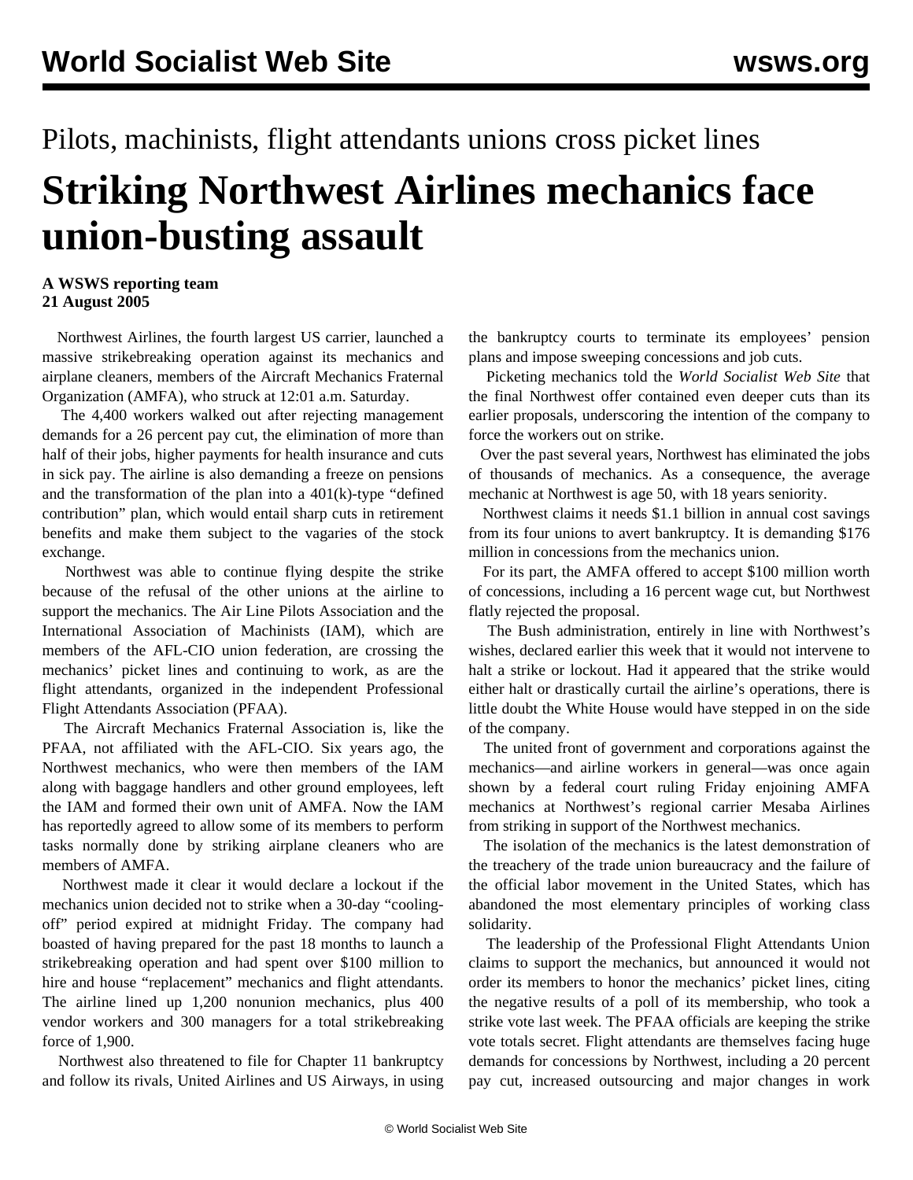Pilots, machinists, flight attendants unions cross picket lines

# Striking Northwest Airlines mechanics face union-busting assault

**A WSWS reporting team**
**21 August 2005**

Northwest Airlines, the fourth largest US carrier, launched a massive strikebreaking operation against its mechanics and airplane cleaners, members of the Aircraft Mechanics Fraternal Organization (AMFA), who struck at 12:01 a.m. Saturday.

The 4,400 workers walked out after rejecting management demands for a 26 percent pay cut, the elimination of more than half of their jobs, higher payments for health insurance and cuts in sick pay. The airline is also demanding a freeze on pensions and the transformation of the plan into a 401(k)-type "defined contribution" plan, which would entail sharp cuts in retirement benefits and make them subject to the vagaries of the stock exchange.

Northwest was able to continue flying despite the strike because of the refusal of the other unions at the airline to support the mechanics. The Air Line Pilots Association and the International Association of Machinists (IAM), which are members of the AFL-CIO union federation, are crossing the mechanics' picket lines and continuing to work, as are the flight attendants, organized in the independent Professional Flight Attendants Association (PFAA).

The Aircraft Mechanics Fraternal Association is, like the PFAA, not affiliated with the AFL-CIO. Six years ago, the Northwest mechanics, who were then members of the IAM along with baggage handlers and other ground employees, left the IAM and formed their own unit of AMFA. Now the IAM has reportedly agreed to allow some of its members to perform tasks normally done by striking airplane cleaners who are members of AMFA.

Northwest made it clear it would declare a lockout if the mechanics union decided not to strike when a 30-day "cooling-off" period expired at midnight Friday. The company had boasted of having prepared for the past 18 months to launch a strikebreaking operation and had spent over $100 million to hire and house "replacement" mechanics and flight attendants. The airline lined up 1,200 nonunion mechanics, plus 400 vendor workers and 300 managers for a total strikebreaking force of 1,900.

Northwest also threatened to file for Chapter 11 bankruptcy and follow its rivals, United Airlines and US Airways, in using the bankruptcy courts to terminate its employees' pension plans and impose sweeping concessions and job cuts.

Picketing mechanics told the *World Socialist Web Site* that the final Northwest offer contained even deeper cuts than its earlier proposals, underscoring the intention of the company to force the workers out on strike.

Over the past several years, Northwest has eliminated the jobs of thousands of mechanics. As a consequence, the average mechanic at Northwest is age 50, with 18 years seniority.

Northwest claims it needs $1.1 billion in annual cost savings from its four unions to avert bankruptcy. It is demanding $176 million in concessions from the mechanics union.

For its part, the AMFA offered to accept $100 million worth of concessions, including a 16 percent wage cut, but Northwest flatly rejected the proposal.

The Bush administration, entirely in line with Northwest's wishes, declared earlier this week that it would not intervene to halt a strike or lockout. Had it appeared that the strike would either halt or drastically curtail the airline's operations, there is little doubt the White House would have stepped in on the side of the company.

The united front of government and corporations against the mechanics—and airline workers in general—was once again shown by a federal court ruling Friday enjoining AMFA mechanics at Northwest's regional carrier Mesaba Airlines from striking in support of the Northwest mechanics.

The isolation of the mechanics is the latest demonstration of the treachery of the trade union bureaucracy and the failure of the official labor movement in the United States, which has abandoned the most elementary principles of working class solidarity.

The leadership of the Professional Flight Attendants Union claims to support the mechanics, but announced it would not order its members to honor the mechanics' picket lines, citing the negative results of a poll of its membership, who took a strike vote last week. The PFAA officials are keeping the strike vote totals secret. Flight attendants are themselves facing huge demands for concessions by Northwest, including a 20 percent pay cut, increased outsourcing and major changes in work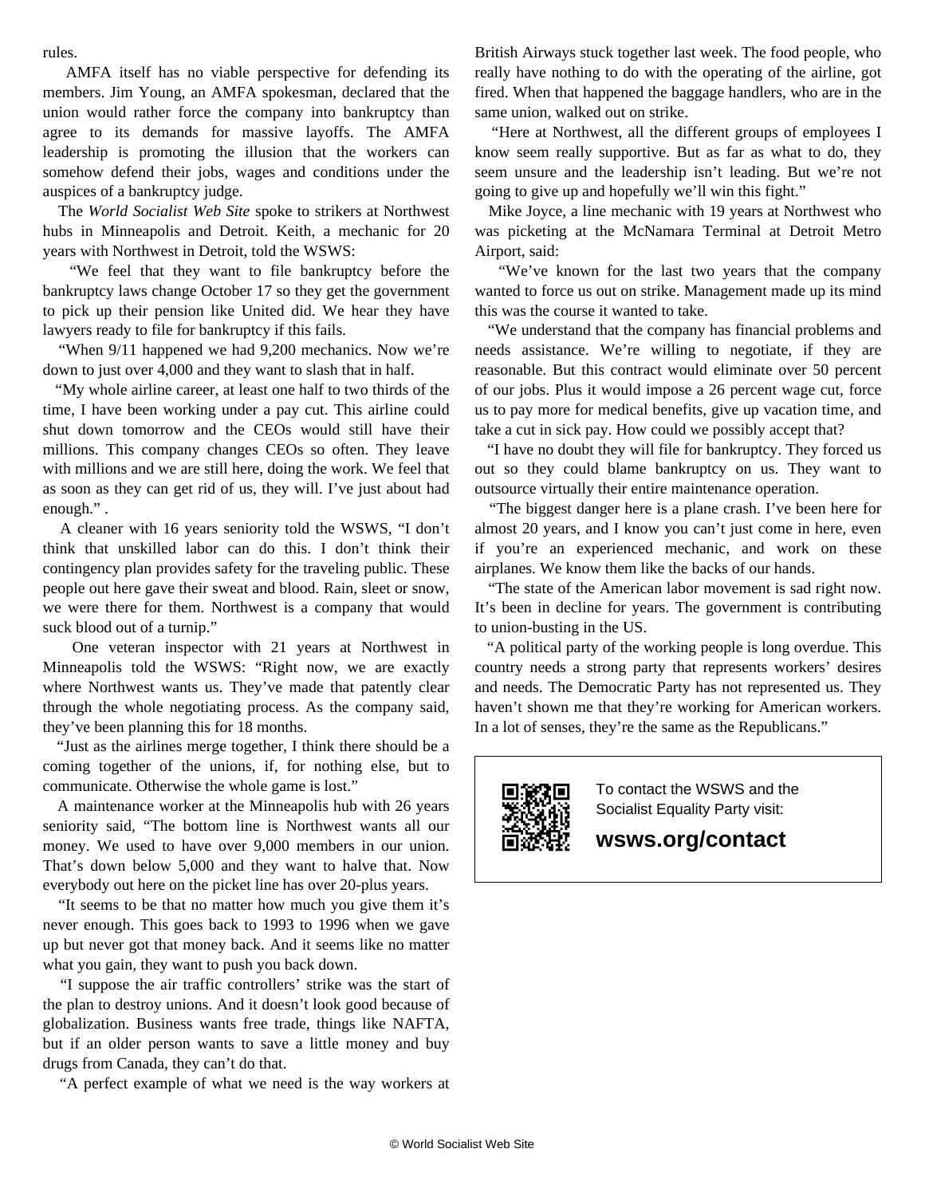rules.

AMFA itself has no viable perspective for defending its members. Jim Young, an AMFA spokesman, declared that the union would rather force the company into bankruptcy than agree to its demands for massive layoffs. The AMFA leadership is promoting the illusion that the workers can somehow defend their jobs, wages and conditions under the auspices of a bankruptcy judge.

The *World Socialist Web Site* spoke to strikers at Northwest hubs in Minneapolis and Detroit. Keith, a mechanic for 20 years with Northwest in Detroit, told the WSWS:

"We feel that they want to file bankruptcy before the bankruptcy laws change October 17 so they get the government to pick up their pension like United did. We hear they have lawyers ready to file for bankruptcy if this fails.

"When 9/11 happened we had 9,200 mechanics. Now we're down to just over 4,000 and they want to slash that in half.

"My whole airline career, at least one half to two thirds of the time, I have been working under a pay cut. This airline could shut down tomorrow and the CEOs would still have their millions. This company changes CEOs so often. They leave with millions and we are still here, doing the work. We feel that as soon as they can get rid of us, they will. I've just about had enough." .

A cleaner with 16 years seniority told the WSWS, "I don't think that unskilled labor can do this. I don't think their contingency plan provides safety for the traveling public. These people out here gave their sweat and blood. Rain, sleet or snow, we were there for them. Northwest is a company that would suck blood out of a turnip."

One veteran inspector with 21 years at Northwest in Minneapolis told the WSWS: "Right now, we are exactly where Northwest wants us. They've made that patently clear through the whole negotiating process. As the company said, they've been planning this for 18 months.

"Just as the airlines merge together, I think there should be a coming together of the unions, if, for nothing else, but to communicate. Otherwise the whole game is lost."

A maintenance worker at the Minneapolis hub with 26 years seniority said, "The bottom line is Northwest wants all our money. We used to have over 9,000 members in our union. That's down below 5,000 and they want to halve that. Now everybody out here on the picket line has over 20-plus years.

"It seems to be that no matter how much you give them it's never enough. This goes back to 1993 to 1996 when we gave up but never got that money back. And it seems like no matter what you gain, they want to push you back down.

"I suppose the air traffic controllers' strike was the start of the plan to destroy unions. And it doesn't look good because of globalization. Business wants free trade, things like NAFTA, but if an older person wants to save a little money and buy drugs from Canada, they can't do that.

"A perfect example of what we need is the way workers at British Airways stuck together last week. The food people, who really have nothing to do with the operating of the airline, got fired. When that happened the baggage handlers, who are in the same union, walked out on strike.

"Here at Northwest, all the different groups of employees I know seem really supportive. But as far as what to do, they seem unsure and the leadership isn't leading. But we're not going to give up and hopefully we'll win this fight."

Mike Joyce, a line mechanic with 19 years at Northwest who was picketing at the McNamara Terminal at Detroit Metro Airport, said:

"We've known for the last two years that the company wanted to force us out on strike. Management made up its mind this was the course it wanted to take.

"We understand that the company has financial problems and needs assistance. We're willing to negotiate, if they are reasonable. But this contract would eliminate over 50 percent of our jobs. Plus it would impose a 26 percent wage cut, force us to pay more for medical benefits, give up vacation time, and take a cut in sick pay. How could we possibly accept that?

"I have no doubt they will file for bankruptcy. They forced us out so they could blame bankruptcy on us. They want to outsource virtually their entire maintenance operation.

"The biggest danger here is a plane crash. I've been here for almost 20 years, and I know you can't just come in here, even if you're an experienced mechanic, and work on these airplanes. We know them like the backs of our hands.

"The state of the American labor movement is sad right now. It's been in decline for years. The government is contributing to union-busting in the US.

"A political party of the working people is long overdue. This country needs a strong party that represents workers' desires and needs. The Democratic Party has not represented us. They haven't shown me that they're working for American workers. In a lot of senses, they're the same as the Republicans."

To contact the WSWS and the Socialist Equality Party visit:

**wsws.org/contact**